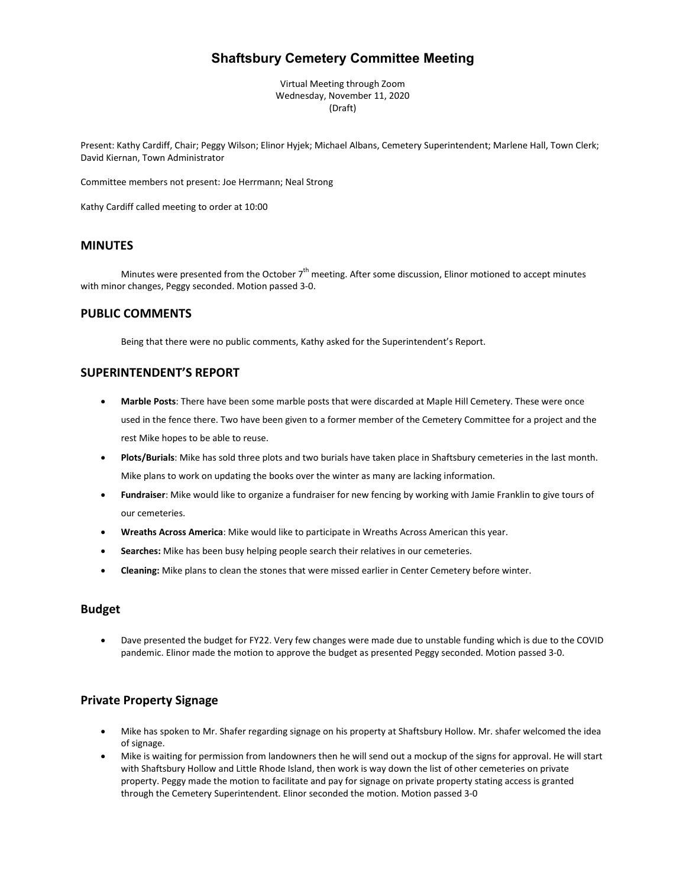# Shaftsbury Cemetery Committee Meeting

Virtual Meeting through Zoom
Wednesday, November 11, 2020
(Draft)

Present: Kathy Cardiff, Chair; Peggy Wilson; Elinor Hyjek; Michael Albans, Cemetery Superintendent; Marlene Hall, Town Clerk; David Kiernan, Town Administrator

Committee members not present: Joe Herrmann; Neal Strong

Kathy Cardiff called meeting to order at 10:00

## MINUTES

Minutes were presented from the October 7th meeting. After some discussion, Elinor motioned to accept minutes with minor changes, Peggy seconded. Motion passed 3-0.

## PUBLIC COMMENTS

Being that there were no public comments, Kathy asked for the Superintendent's Report.

## SUPERINTENDENT'S REPORT

- **Marble Posts**: There have been some marble posts that were discarded at Maple Hill Cemetery. These were once used in the fence there. Two have been given to a former member of the Cemetery Committee for a project and the rest Mike hopes to be able to reuse.
- **Plots/Burials**: Mike has sold three plots and two burials have taken place in Shaftsbury cemeteries in the last month. Mike plans to work on updating the books over the winter as many are lacking information.
- **Fundraiser**: Mike would like to organize a fundraiser for new fencing by working with Jamie Franklin to give tours of our cemeteries.
- **Wreaths Across America**: Mike would like to participate in Wreaths Across American this year.
- **Searches:** Mike has been busy helping people search their relatives in our cemeteries.
- **Cleaning:** Mike plans to clean the stones that were missed earlier in Center Cemetery before winter.

## Budget

- Dave presented the budget for FY22. Very few changes were made due to unstable funding which is due to the COVID pandemic. Elinor made the motion to approve the budget as presented Peggy seconded. Motion passed 3-0.

## Private Property Signage

- Mike has spoken to Mr. Shafer regarding signage on his property at Shaftsbury Hollow. Mr. shafer welcomed the idea of signage.
- Mike is waiting for permission from landowners then he will send out a mockup of the signs for approval. He will start with Shaftsbury Hollow and Little Rhode Island, then work is way down the list of other cemeteries on private property. Peggy made the motion to facilitate and pay for signage on private property stating access is granted through the Cemetery Superintendent. Elinor seconded the motion. Motion passed 3-0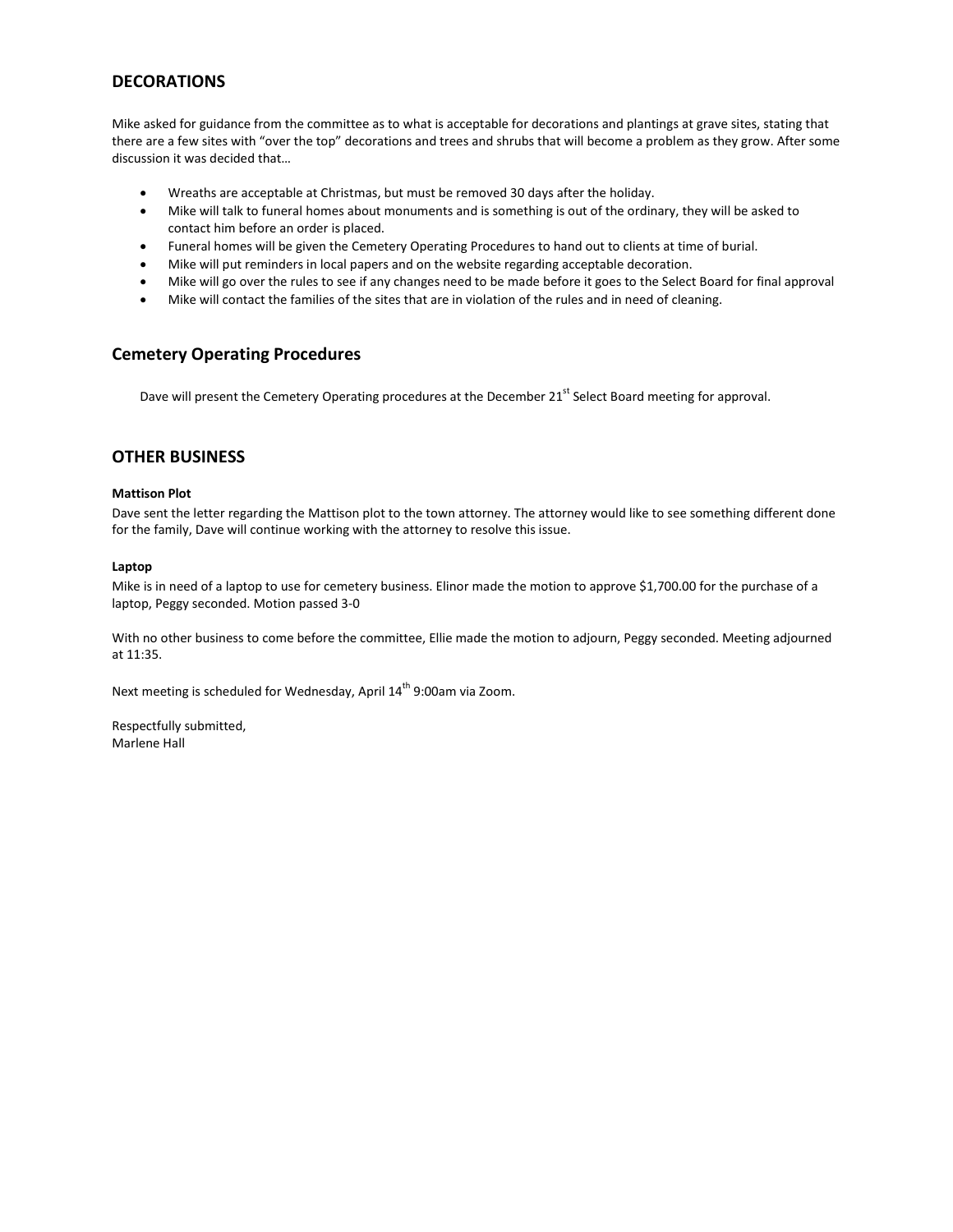## DECORATIONS

Mike asked for guidance from the committee as to what is acceptable for decorations and plantings at grave sites, stating that there are a few sites with "over the top" decorations and trees and shrubs that will become a problem as they grow. After some discussion it was decided that…

- Wreaths are acceptable at Christmas, but must be removed 30 days after the holiday.
- Mike will talk to funeral homes about monuments and is something is out of the ordinary, they will be asked to contact him before an order is placed.
- Funeral homes will be given the Cemetery Operating Procedures to hand out to clients at time of burial.
- Mike will put reminders in local papers and on the website regarding acceptable decoration.
- Mike will go over the rules to see if any changes need to be made before it goes to the Select Board for final approval
- Mike will contact the families of the sites that are in violation of the rules and in need of cleaning.

## Cemetery Operating Procedures

Dave will present the Cemetery Operating procedures at the December 21st Select Board meeting for approval.

## OTHER BUSINESS

**Mattison Plot**

Dave sent the letter regarding the Mattison plot to the town attorney. The attorney would like to see something different done for the family, Dave will continue working with the attorney to resolve this issue.

**Laptop**

Mike is in need of a laptop to use for cemetery business. Elinor made the motion to approve $1,700.00 for the purchase of a laptop, Peggy seconded. Motion passed 3-0

With no other business to come before the committee, Ellie made the motion to adjourn, Peggy seconded. Meeting adjourned at 11:35.

Next meeting is scheduled for Wednesday, April 14th 9:00am via Zoom.

Respectfully submitted,
Marlene Hall